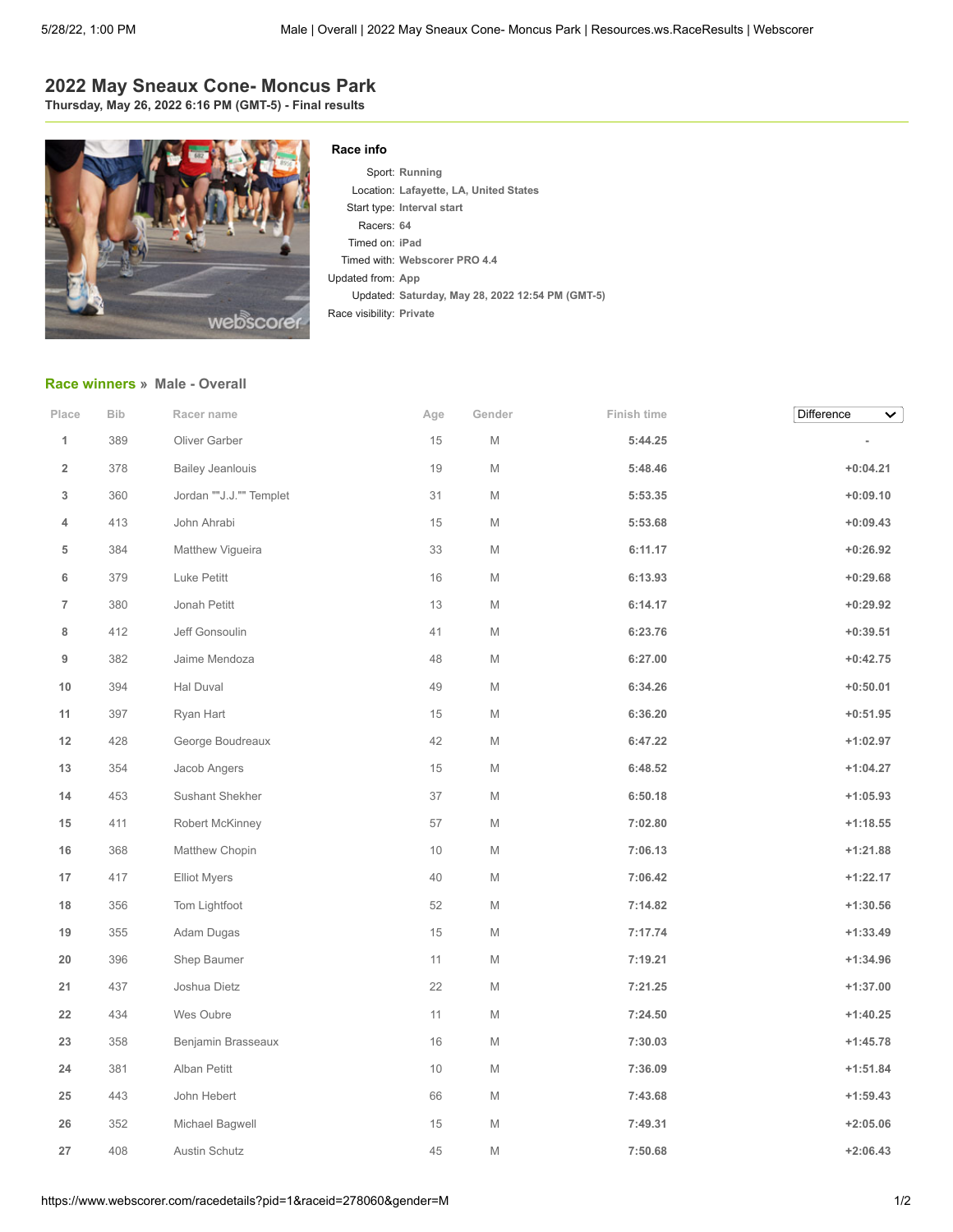# 2022 May Sneaux Cone- Moncus Park

**Thursday, May 26, 2022 6:16 PM (GMT-5) - Final results**

### Race info

| | |
|---|---|
| Sport: | Running |
| Location: | Lafayette, LA, United States |
| Start type: | Interval start |
| Racers: | 64 |
| Timed on: | iPad |
| Timed with: | Webscorer PRO 4.4 |
| Updated from: | App |
| Updated: | Saturday, May 28, 2022 12:54 PM (GMT-5) |
| Race visibility: | Private |

## Race winners » Male - Overall

| Place | Bib | Racer name | Age | Gender | Finish time | Difference |
|---|---|---|---|---|---|---|
| 1 | 389 | Oliver Garber | 15 | M | 5:44.25 | - |
| 2 | 378 | Bailey Jeanlouis | 19 | M | 5:48.46 | +0:04.21 |
| 3 | 360 | Jordan ""J.J."" Templet | 31 | M | 5:53.35 | +0:09.10 |
| 4 | 413 | John Ahrabi | 15 | M | 5:53.68 | +0:09.43 |
| 5 | 384 | Matthew Vigueira | 33 | M | 6:11.17 | +0:26.92 |
| 6 | 379 | Luke Petitt | 16 | M | 6:13.93 | +0:29.68 |
| 7 | 380 | Jonah Petitt | 13 | M | 6:14.17 | +0:29.92 |
| 8 | 412 | Jeff Gonsoulin | 41 | M | 6:23.76 | +0:39.51 |
| 9 | 382 | Jaime Mendoza | 48 | M | 6:27.00 | +0:42.75 |
| 10 | 394 | Hal Duval | 49 | M | 6:34.26 | +0:50.01 |
| 11 | 397 | Ryan Hart | 15 | M | 6:36.20 | +0:51.95 |
| 12 | 428 | George Boudreaux | 42 | M | 6:47.22 | +1:02.97 |
| 13 | 354 | Jacob Angers | 15 | M | 6:48.52 | +1:04.27 |
| 14 | 453 | Sushant Shekher | 37 | M | 6:50.18 | +1:05.93 |
| 15 | 411 | Robert McKinney | 57 | M | 7:02.80 | +1:18.55 |
| 16 | 368 | Matthew Chopin | 10 | M | 7:06.13 | +1:21.88 |
| 17 | 417 | Elliot Myers | 40 | M | 7:06.42 | +1:22.17 |
| 18 | 356 | Tom Lightfoot | 52 | M | 7:14.82 | +1:30.56 |
| 19 | 355 | Adam Dugas | 15 | M | 7:17.74 | +1:33.49 |
| 20 | 396 | Shep Baumer | 11 | M | 7:19.21 | +1:34.96 |
| 21 | 437 | Joshua Dietz | 22 | M | 7:21.25 | +1:37.00 |
| 22 | 434 | Wes Oubre | 11 | M | 7:24.50 | +1:40.25 |
| 23 | 358 | Benjamin Brasseaux | 16 | M | 7:30.03 | +1:45.78 |
| 24 | 381 | Alban Petitt | 10 | M | 7:36.09 | +1:51.84 |
| 25 | 443 | John Hebert | 66 | M | 7:43.68 | +1:59.43 |
| 26 | 352 | Michael Bagwell | 15 | M | 7:49.31 | +2:05.06 |
| 27 | 408 | Austin Schutz | 45 | M | 7:50.68 | +2:06.43 |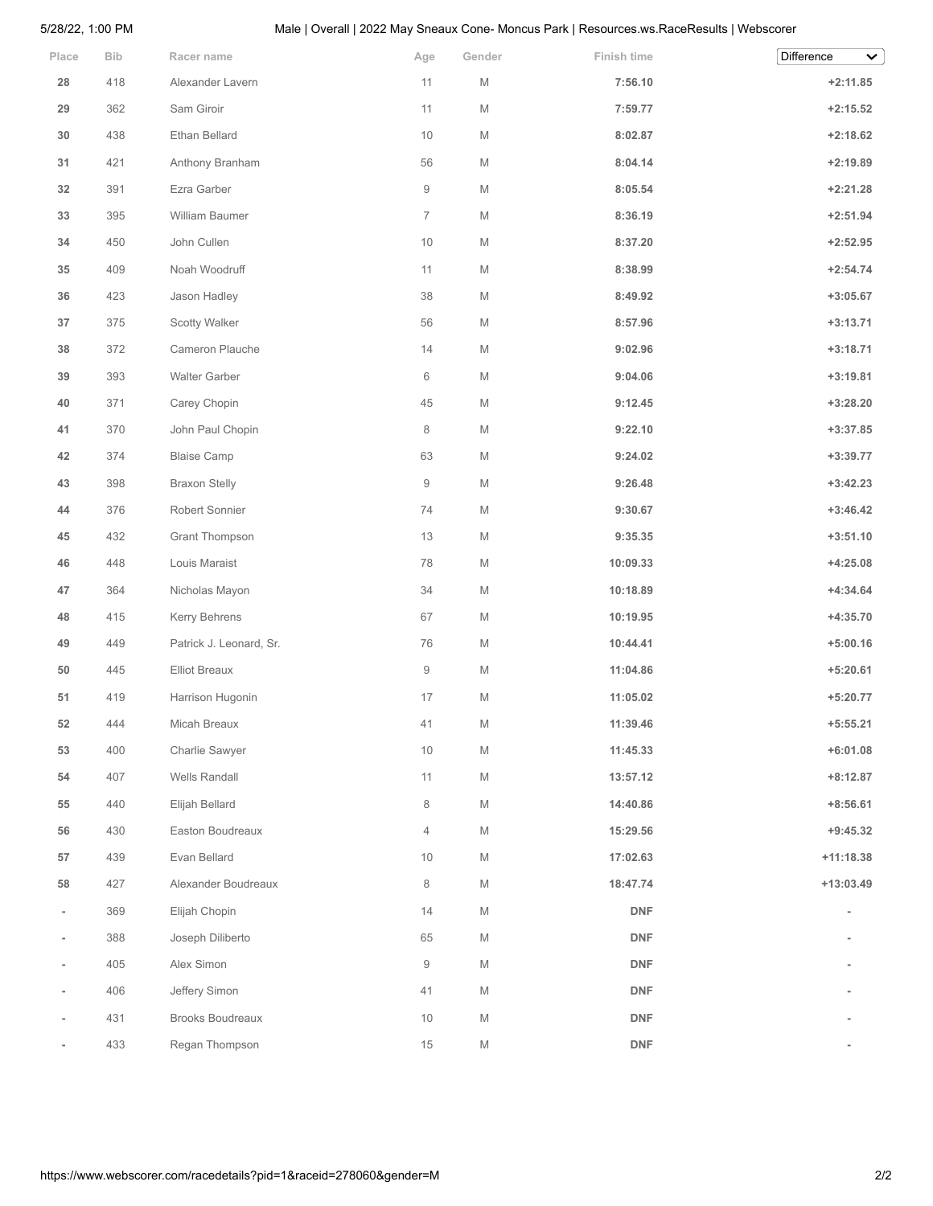| Place | Bib | Racer name | Age | Gender | Finish time | Difference |
| --- | --- | --- | --- | --- | --- | --- |
| 28 | 418 | Alexander Lavern | 11 | M | 7:56.10 | +2:11.85 |
| 29 | 362 | Sam Giroir | 11 | M | 7:59.77 | +2:15.52 |
| 30 | 438 | Ethan Bellard | 10 | M | 8:02.87 | +2:18.62 |
| 31 | 421 | Anthony Branham | 56 | M | 8:04.14 | +2:19.89 |
| 32 | 391 | Ezra Garber | 9 | M | 8:05.54 | +2:21.28 |
| 33 | 395 | William Baumer | 7 | M | 8:36.19 | +2:51.94 |
| 34 | 450 | John Cullen | 10 | M | 8:37.20 | +2:52.95 |
| 35 | 409 | Noah Woodruff | 11 | M | 8:38.99 | +2:54.74 |
| 36 | 423 | Jason Hadley | 38 | M | 8:49.92 | +3:05.67 |
| 37 | 375 | Scotty Walker | 56 | M | 8:57.96 | +3:13.71 |
| 38 | 372 | Cameron Plauche | 14 | M | 9:02.96 | +3:18.71 |
| 39 | 393 | Walter Garber | 6 | M | 9:04.06 | +3:19.81 |
| 40 | 371 | Carey Chopin | 45 | M | 9:12.45 | +3:28.20 |
| 41 | 370 | John Paul Chopin | 8 | M | 9:22.10 | +3:37.85 |
| 42 | 374 | Blaise Camp | 63 | M | 9:24.02 | +3:39.77 |
| 43 | 398 | Braxon Stelly | 9 | M | 9:26.48 | +3:42.23 |
| 44 | 376 | Robert Sonnier | 74 | M | 9:30.67 | +3:46.42 |
| 45 | 432 | Grant Thompson | 13 | M | 9:35.35 | +3:51.10 |
| 46 | 448 | Louis Maraist | 78 | M | 10:09.33 | +4:25.08 |
| 47 | 364 | Nicholas Mayon | 34 | M | 10:18.89 | +4:34.64 |
| 48 | 415 | Kerry Behrens | 67 | M | 10:19.95 | +4:35.70 |
| 49 | 449 | Patrick J. Leonard, Sr. | 76 | M | 10:44.41 | +5:00.16 |
| 50 | 445 | Elliot Breaux | 9 | M | 11:04.86 | +5:20.61 |
| 51 | 419 | Harrison Hugonin | 17 | M | 11:05.02 | +5:20.77 |
| 52 | 444 | Micah Breaux | 41 | M | 11:39.46 | +5:55.21 |
| 53 | 400 | Charlie Sawyer | 10 | M | 11:45.33 | +6:01.08 |
| 54 | 407 | Wells Randall | 11 | M | 13:57.12 | +8:12.87 |
| 55 | 440 | Elijah Bellard | 8 | M | 14:40.86 | +8:56.61 |
| 56 | 430 | Easton Boudreaux | 4 | M | 15:29.56 | +9:45.32 |
| 57 | 439 | Evan Bellard | 10 | M | 17:02.63 | +11:18.38 |
| 58 | 427 | Alexander Boudreaux | 8 | M | 18:47.74 | +13:03.49 |
| - | 369 | Elijah Chopin | 14 | M | DNF | - |
| - | 388 | Joseph Diliberto | 65 | M | DNF | - |
| - | 405 | Alex Simon | 9 | M | DNF | - |
| - | 406 | Jeffery Simon | 41 | M | DNF | - |
| - | 431 | Brooks Boudreaux | 10 | M | DNF | - |
| - | 433 | Regan Thompson | 15 | M | DNF | - |